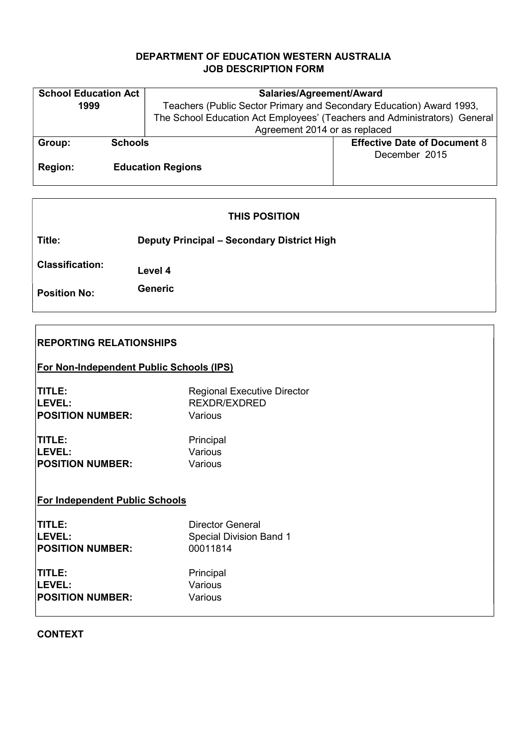**DEPARTMENT OF EDUCATION WESTERN AUSTRALIA**
**JOB DESCRIPTION FORM**

| **School Education Act 1999** | **Salaries/Agreement/Award** | |
|---|---|---|
| | Teachers (Public Sector Primary and Secondary Education) Award 1993, The School Education Act Employees' (Teachers and Administrators) General Agreement 2014 or as replaced | |
| **Group:** **Schools** | | **Effective Date of Document** 8 December 2015 |
| **Region:** **Education Regions** | | |

## THIS POSITION

| | |
|---|---|
| **Title:** | **Deputy Principal – Secondary District High** |
| **Classification:** | **Level 4** |
| **Position No:** | **Generic** |

## REPORTING RELATIONSHIPS

**For Non-Independent Public Schools (IPS)**

| | |
|---|---|
| **TITLE:** | Regional Executive Director |
| **LEVEL:** | REXDR/EXDRED |
| **POSITION NUMBER:** | Various |

| | |
|---|---|
| **TITLE:** | Principal |
| **LEVEL:** | Various |
| **POSITION NUMBER:** | Various |

**For Independent Public Schools**

| | |
|---|---|
| **TITLE:** | Director General |
| **LEVEL:** | Special Division Band 1 |
| **POSITION NUMBER:** | 00011814 |

| | |
|---|---|
| **TITLE:** | Principal |
| **LEVEL:** | Various |
| **POSITION NUMBER:** | Various |

## CONTEXT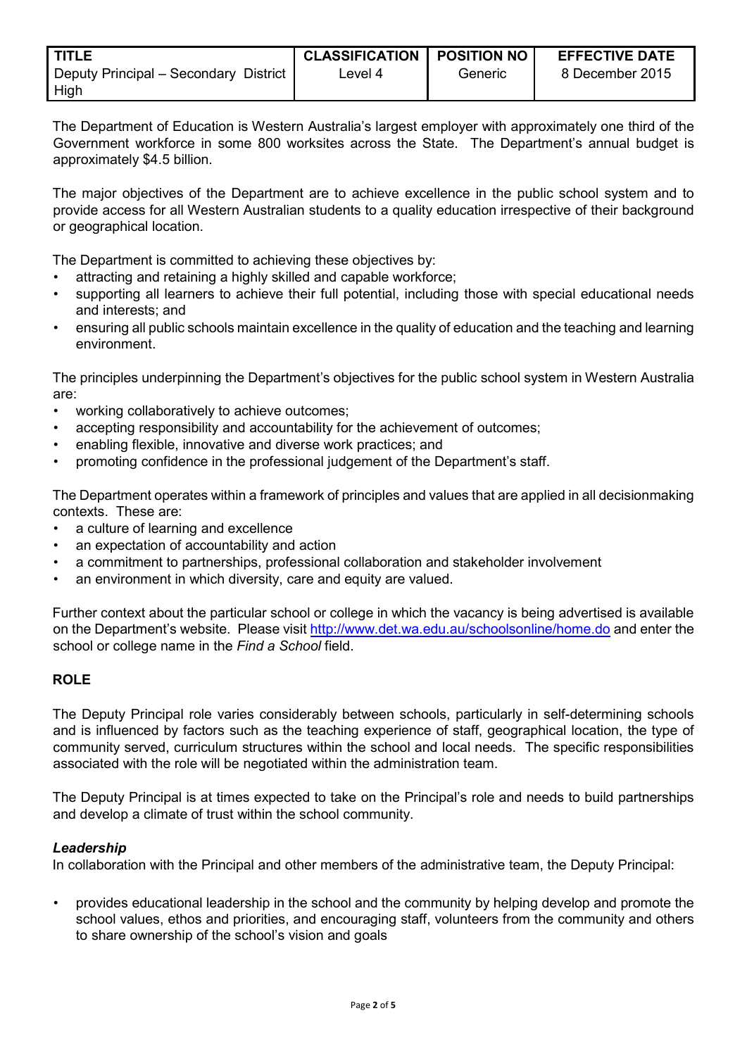| TITLE | CLASSIFICATION | POSITION NO | EFFECTIVE DATE |
| --- | --- | --- | --- |
| Deputy Principal – Secondary District High | Level 4 | Generic | 8 December 2015 |

The Department of Education is Western Australia's largest employer with approximately one third of the Government workforce in some 800 worksites across the State. The Department's annual budget is approximately $4.5 billion.

The major objectives of the Department are to achieve excellence in the public school system and to provide access for all Western Australian students to a quality education irrespective of their background or geographical location.

The Department is committed to achieving these objectives by:

- attracting and retaining a highly skilled and capable workforce;
- supporting all learners to achieve their full potential, including those with special educational needs and interests; and
- ensuring all public schools maintain excellence in the quality of education and the teaching and learning environment.

The principles underpinning the Department's objectives for the public school system in Western Australia are:

- working collaboratively to achieve outcomes;
- accepting responsibility and accountability for the achievement of outcomes;
- enabling flexible, innovative and diverse work practices; and
- promoting confidence in the professional judgement of the Department's staff.

The Department operates within a framework of principles and values that are applied in all decisionmaking contexts. These are:

- a culture of learning and excellence
- an expectation of accountability and action
- a commitment to partnerships, professional collaboration and stakeholder involvement
- an environment in which diversity, care and equity are valued.

Further context about the particular school or college in which the vacancy is being advertised is available on the Department's website. Please visit http://www.det.wa.edu.au/schoolsonline/home.do and enter the school or college name in the *Find a School* field.

## ROLE

The Deputy Principal role varies considerably between schools, particularly in self-determining schools and is influenced by factors such as the teaching experience of staff, geographical location, the type of community served, curriculum structures within the school and local needs. The specific responsibilities associated with the role will be negotiated within the administration team.

The Deputy Principal is at times expected to take on the Principal's role and needs to build partnerships and develop a climate of trust within the school community.

### *Leadership*

In collaboration with the Principal and other members of the administrative team, the Deputy Principal:

- provides educational leadership in the school and the community by helping develop and promote the school values, ethos and priorities, and encouraging staff, volunteers from the community and others to share ownership of the school's vision and goals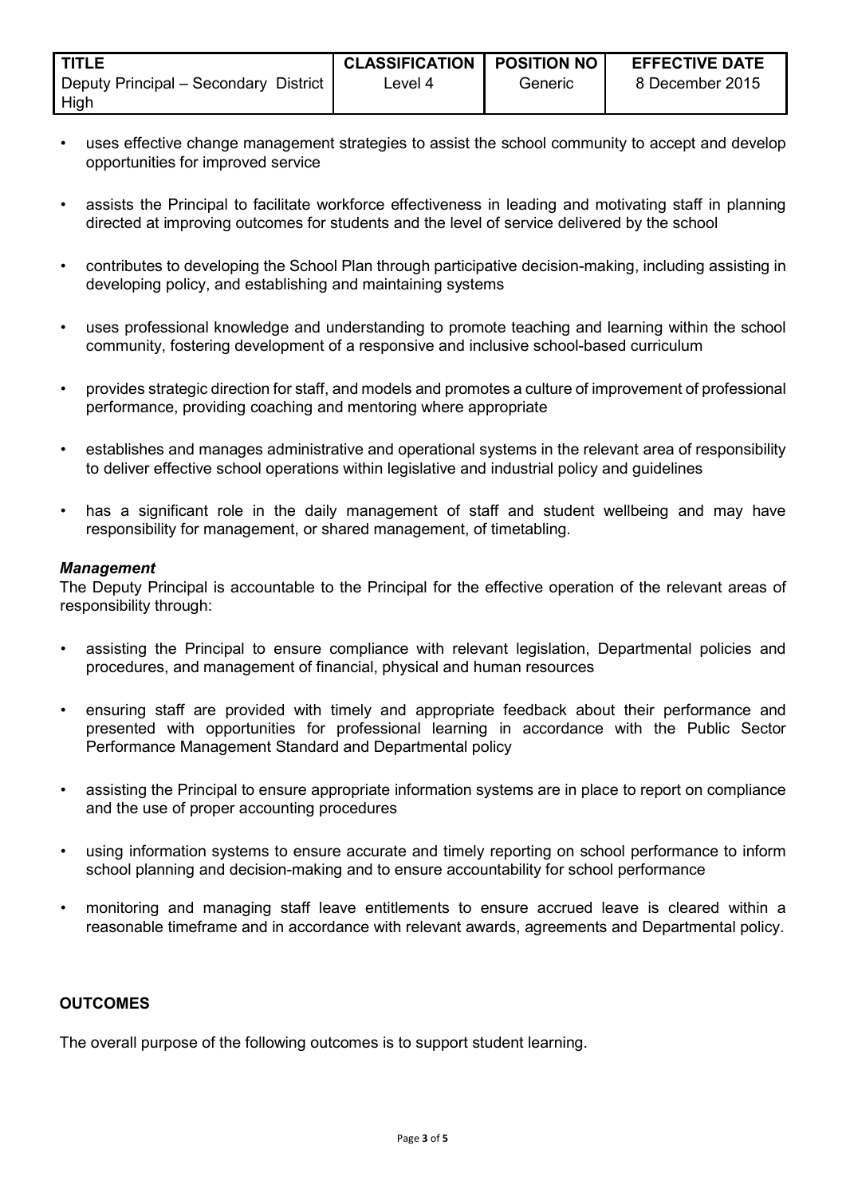| TITLE | CLASSIFICATION | POSITION NO | EFFECTIVE DATE |
| --- | --- | --- | --- |
| Deputy Principal – Secondary District High | Level 4 | Generic | 8 December 2015 |

- uses effective change management strategies to assist the school community to accept and develop opportunities for improved service
- assists the Principal to facilitate workforce effectiveness in leading and motivating staff in planning directed at improving outcomes for students and the level of service delivered by the school
- contributes to developing the School Plan through participative decision-making, including assisting in developing policy, and establishing and maintaining systems
- uses professional knowledge and understanding to promote teaching and learning within the school community, fostering development of a responsive and inclusive school-based curriculum
- provides strategic direction for staff, and models and promotes a culture of improvement of professional performance, providing coaching and mentoring where appropriate
- establishes and manages administrative and operational systems in the relevant area of responsibility to deliver effective school operations within legislative and industrial policy and guidelines
- has a significant role in the daily management of staff and student wellbeing and may have responsibility for management, or shared management, of timetabling.

***Management***

The Deputy Principal is accountable to the Principal for the effective operation of the relevant areas of responsibility through:

- assisting the Principal to ensure compliance with relevant legislation, Departmental policies and procedures, and management of financial, physical and human resources
- ensuring staff are provided with timely and appropriate feedback about their performance and presented with opportunities for professional learning in accordance with the Public Sector Performance Management Standard and Departmental policy
- assisting the Principal to ensure appropriate information systems are in place to report on compliance and the use of proper accounting procedures
- using information systems to ensure accurate and timely reporting on school performance to inform school planning and decision-making and to ensure accountability for school performance
- monitoring and managing staff leave entitlements to ensure accrued leave is cleared within a reasonable timeframe and in accordance with relevant awards, agreements and Departmental policy.

**OUTCOMES**

The overall purpose of the following outcomes is to support student learning.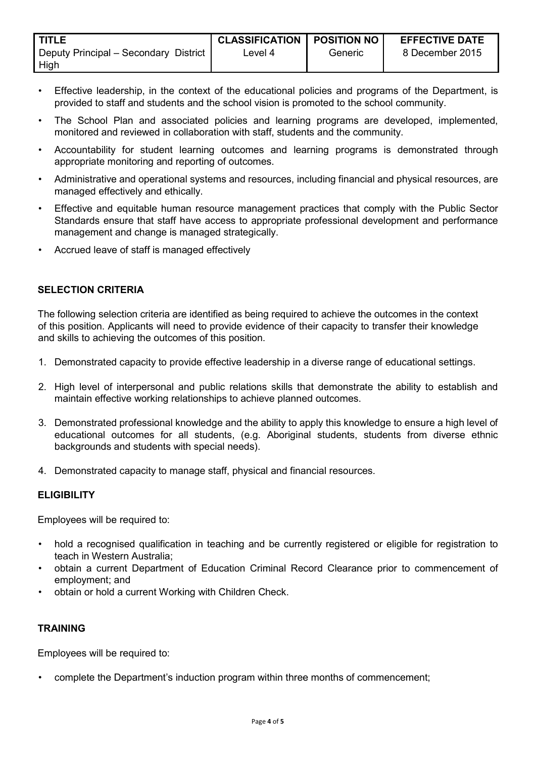| TITLE | CLASSIFICATION | POSITION NO | EFFECTIVE DATE |
| --- | --- | --- | --- |
| Deputy Principal – Secondary District High | Level 4 | Generic | 8 December 2015 |

- Effective leadership, in the context of the educational policies and programs of the Department, is provided to staff and students and the school vision is promoted to the school community.
- The School Plan and associated policies and learning programs are developed, implemented, monitored and reviewed in collaboration with staff, students and the community.
- Accountability for student learning outcomes and learning programs is demonstrated through appropriate monitoring and reporting of outcomes.
- Administrative and operational systems and resources, including financial and physical resources, are managed effectively and ethically.
- Effective and equitable human resource management practices that comply with the Public Sector Standards ensure that staff have access to appropriate professional development and performance management and change is managed strategically.
- Accrued leave of staff is managed effectively

## SELECTION CRITERIA

The following selection criteria are identified as being required to achieve the outcomes in the context of this position. Applicants will need to provide evidence of their capacity to transfer their knowledge and skills to achieving the outcomes of this position.

1. Demonstrated capacity to provide effective leadership in a diverse range of educational settings.
2. High level of interpersonal and public relations skills that demonstrate the ability to establish and maintain effective working relationships to achieve planned outcomes.
3. Demonstrated professional knowledge and the ability to apply this knowledge to ensure a high level of educational outcomes for all students, (e.g. Aboriginal students, students from diverse ethnic backgrounds and students with special needs).
4. Demonstrated capacity to manage staff, physical and financial resources.

## ELIGIBILITY

Employees will be required to:

- hold a recognised qualification in teaching and be currently registered or eligible for registration to teach in Western Australia;
- obtain a current Department of Education Criminal Record Clearance prior to commencement of employment; and
- obtain or hold a current Working with Children Check.

## TRAINING

Employees will be required to:

- complete the Department's induction program within three months of commencement;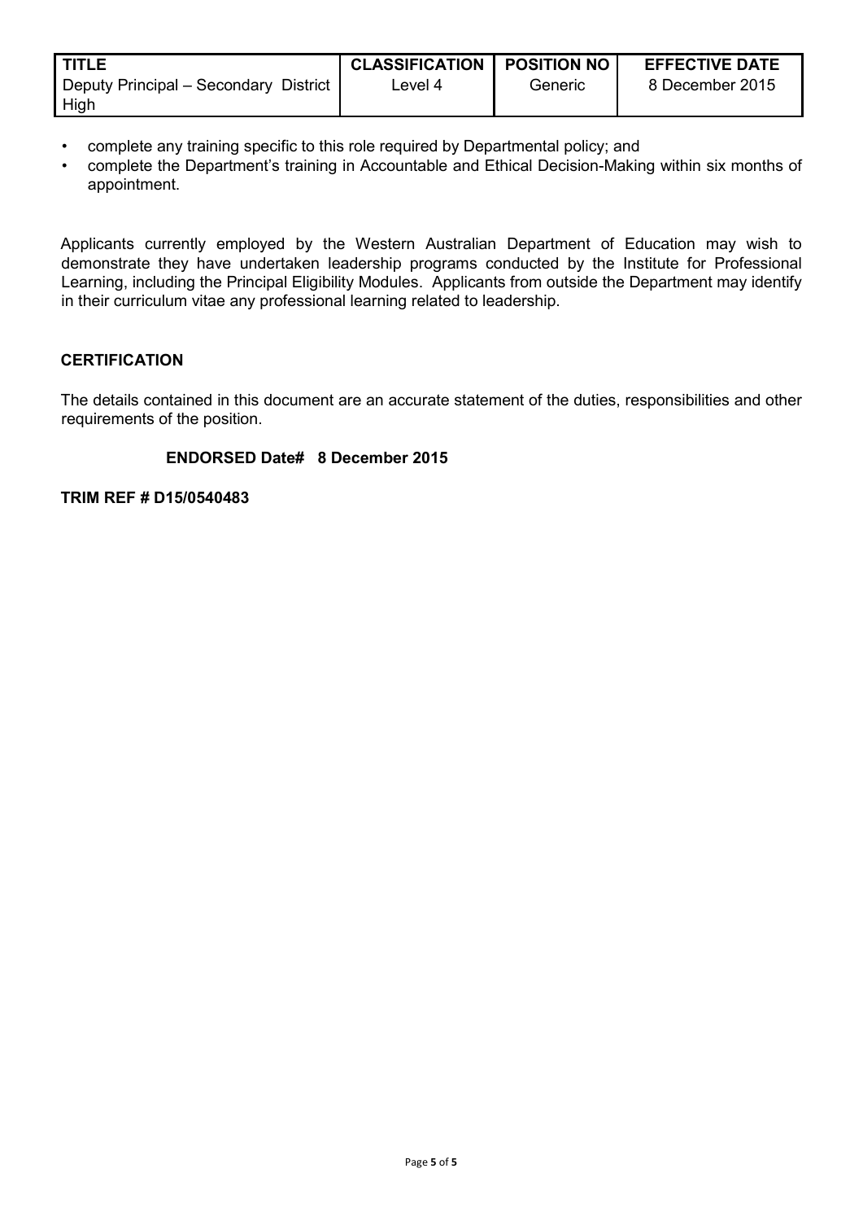| TITLE | CLASSIFICATION | POSITION NO | EFFECTIVE DATE |
| --- | --- | --- | --- |
| Deputy Principal – Secondary District High | Level 4 | Generic | 8 December 2015 |

- complete any training specific to this role required by Departmental policy; and
- complete the Department's training in Accountable and Ethical Decision-Making within six months of appointment.

Applicants currently employed by the Western Australian Department of Education may wish to demonstrate they have undertaken leadership programs conducted by the Institute for Professional Learning, including the Principal Eligibility Modules. Applicants from outside the Department may identify in their curriculum vitae any professional learning related to leadership.

**CERTIFICATION**

The details contained in this document are an accurate statement of the duties, responsibilities and other requirements of the position.

**ENDORSED Date# 8 December 2015**

**TRIM REF # D15/0540483**